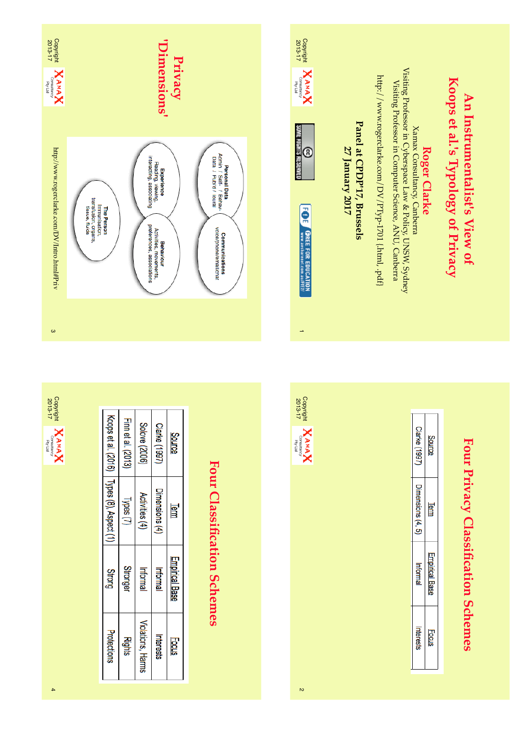# An Instrumentalist's View of Koops et al.'s Typology of Privacy

## Roger Clarke

Xamax Consultancy, Canberra

Visiting Professor in Cyberspace Law & Policy, UNSW, Sydney

Visiting Professor in Computer Science, ANU, Canberra

http://www.rogerclarke.com/DV/PTyp-1701 {.html, .pdf}

**Panel at CPDP'17, Brussels**

**27 January 2017**

Copyright 2013-17 Xamax Consultancy Pty Ltd

SOME RIGHTS RESERVED

FREE FOR EDUCATION www.xamax.com.au/FFE/

---

# Four Privacy Classification Schemes

| Source | Term | Empirical Base | Focus |
|---|---|---|---|
| Clarke (1997) | Dimensions (4, 5) | Informal | Interests |

---

# Privacy 'Dimensions'

- **Personal Data**: Admin / Self- / Behav- Data / Public / Ioural
- **Communications**: voice/phone/email/chat
- **Experience**: Reading, viewing, interacting, associating
- **Behaviour**: Activities, movements, preferences, associations
- **The Person**: Immunisation, transfusion, organs, tissue, fluids

http://www.rogerclarke.com/DV/Intro.html#Priv

---

# Four Classification Schemes

| Source | Term | Empirical Base | Focus |
|---|---|---|---|
| Clarke (1997) | Dimensions (4) | Informal | Interests |
| Solove (2006) | Activities (4) | Informal | Violations, Harms |
| Finn et al. (2013) | Types (7) | Stronger | Rights |
| Koops et al. (2016) | Types (8), Aspect (1) | Strong | Protections |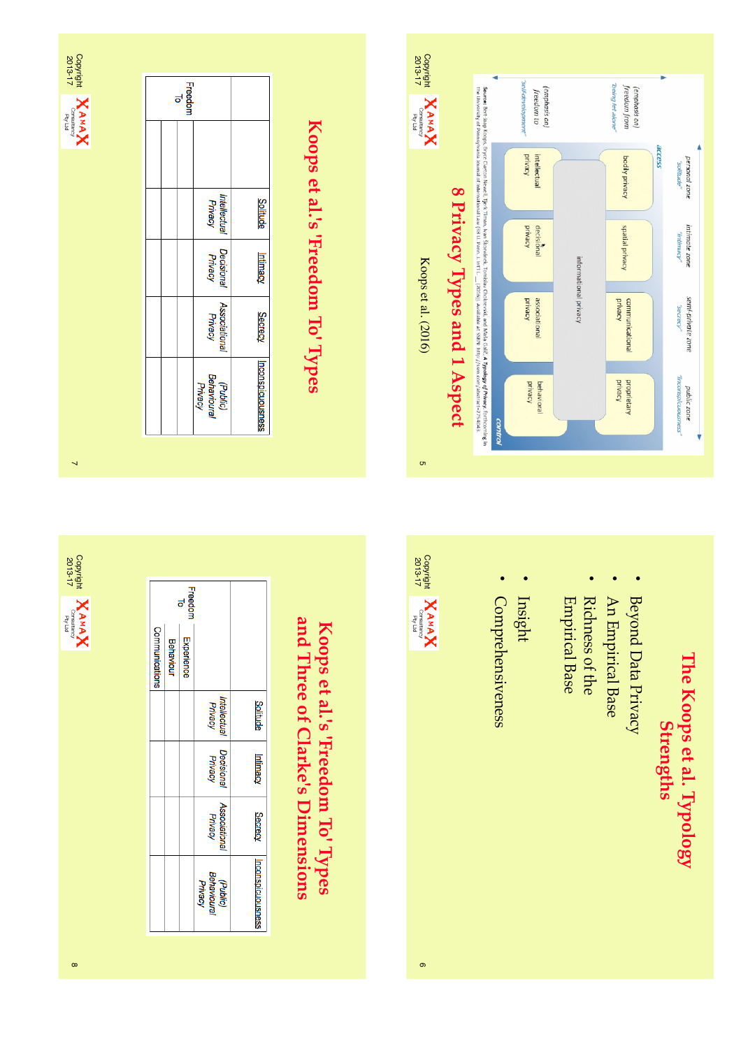## 8 Privacy Types and 1 Aspect

Koops et al. (2016)

| | personal zone "solitude" | intimate zone "intimacy" | semi-private zone "secrecy" | public zone "inconspicuousness" |
|---|---|---|---|---|
| (emphasis on) freedom from "being let alone" | bodily privacy | spatial privacy | communicational privacy | proprietary privacy |
| | informational privacy | | | |
| (emphasis on) freedom to "self-development" | intellectual privacy | decisional privacy | associational privacy | behavioral privacy |

access → control

Source: Bert-Jaap Koops, Bryce Clayton Newell, Tjerk Timan, Ivan Škorvánek, Tomislav Chokrevski, and Maša Galič, *A Typology of Privacy*, forthcoming in The University of Pennsylvania Journal of International Law (38:1), (2016). Available at SSRN: http://ssrn.com/abstract=2754043

## The Koops et al. Typology Strengths

- Beyond Data Privacy
- An Empirical Base
- Richness of the Empirical Base
- Insight
- Comprehensiveness

## Koops et al.'s 'Freedom To' Types

| | | Solitude | Intimacy | Secrecy | Inconspicuousness |
|---|---|---|---|---|---|
| Freedom To | | Intellectual Privacy | Decisional Privacy | Associational Privacy | (Public) Behavioural Privacy |
| | | | | | |
| | | | | | |

## Koops et al.'s 'Freedom To' Types and Three of Clarke's Dimensions

| | | Solitude | Intimacy | Secrecy | Inconspicuousness |
|---|---|---|---|---|---|
| Freedom To | | Intellectual Privacy | Decisional Privacy | Associational Privacy | (Public) Behavioural Privacy |
| | Experience | | | | |
| | Behaviour | | | | |
| | Communications | | | | |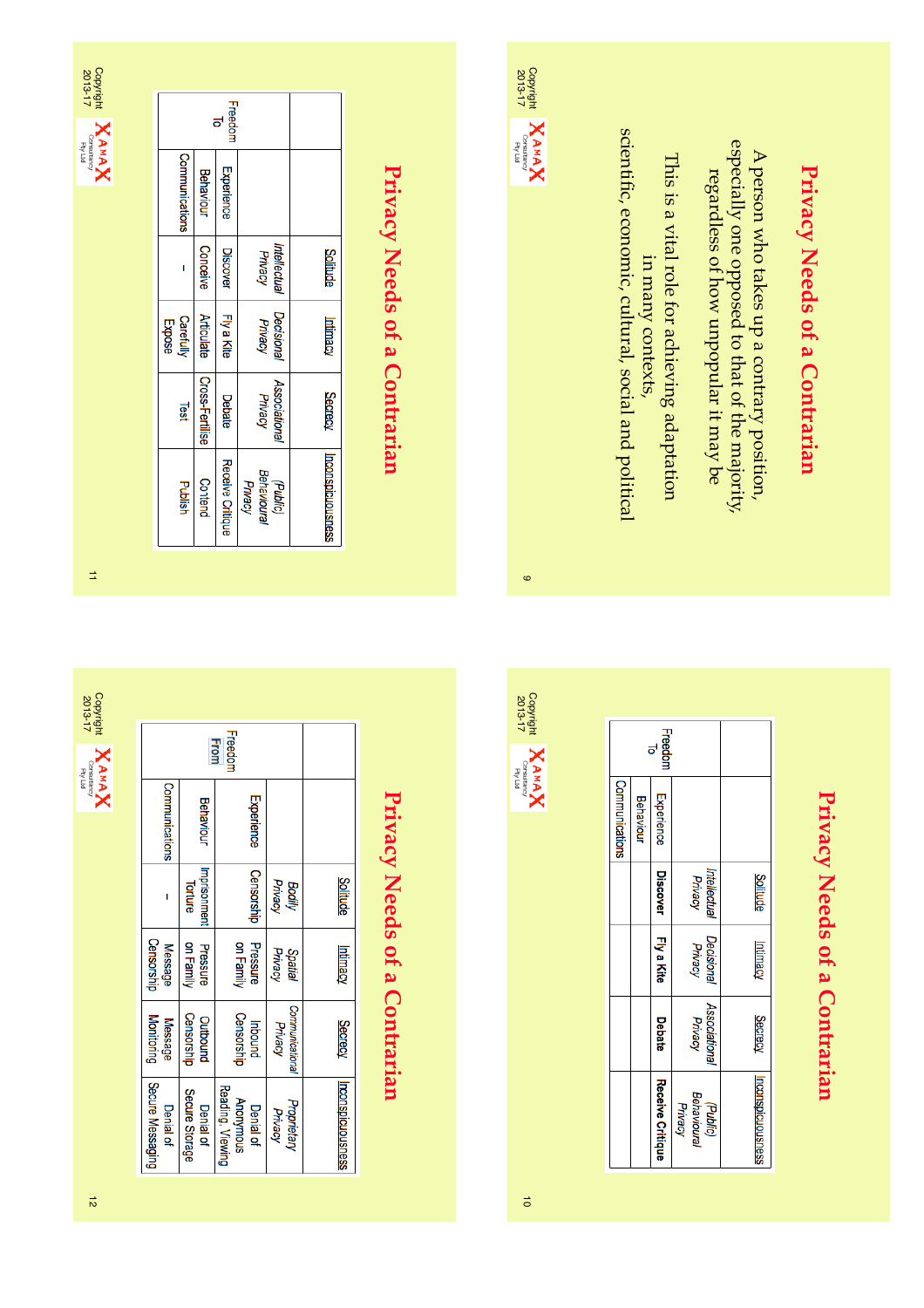# Privacy Needs of a Contrarian

A person who takes up a contrary position, especially one opposed to that of the majority, regardless of how unpopular it may be

This is a vital role for achieving adaptation in many contexts, scientific, economic, cultural, social and political

# Privacy Needs of a Contrarian

| | | Solitude | Intimacy | Secrecy | Inconspicuousness |
|---|---|---|---|---|---|
| | | *Intellectual Privacy* | *Decisional Privacy* | *Associational Privacy* | *(Public) Behavioural Privacy* |
| Freedom To | Experience | **Discover** | **Fly a Kite** | **Debate** | **Receive Critique** |
| | Behaviour | | | | |
| | Communications | | | | |

# Privacy Needs of a Contrarian

| | | Solitude | Intimacy | Secrecy | Inconspicuousness |
|---|---|---|---|---|---|
| | | *Intellectual Privacy* | *Decisional Privacy* | *Associational Privacy* | *(Public) Behavioural Privacy* |
| Freedom To | Experience | Discover | Fly a Kite | Debate | Receive Critique |
| | Behaviour | Conceive | Articulate | Cross-Fertilise | Contend |
| | Communications | – | Carefully Expose | Test | Publish |

# Privacy Needs of a Contrarian

| | | Solitude | Intimacy | Secrecy | Inconspicuousness |
|---|---|---|---|---|---|
| | | *Bodily Privacy* | *Spatial Privacy* | *Communicational Privacy* | *Proprietary Privacy* |
| Freedom From | Experience | Censorship | Pressure on Family | Inbound Censorship | Denial of Anonymous Reading, Viewing |
| | Behaviour | Imprisonment Torture | Pressure on Family | Outbound Censorship | Denial of Secure Storage |
| | Communications | – | Message Censorship | Message Monitoring | Denial of Secure Messaging |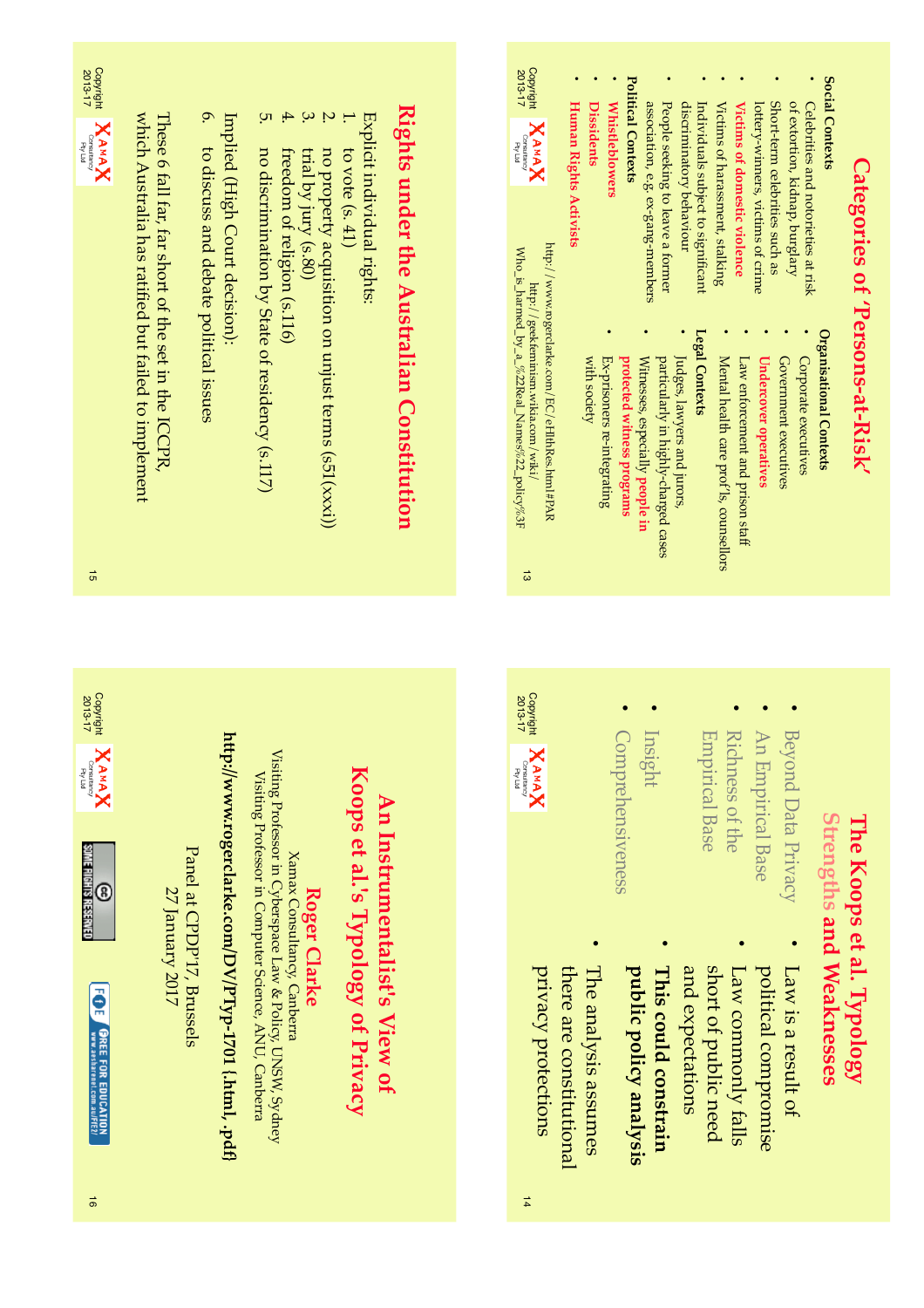# Categories of 'Persons-at-Risk'

**Social Contexts**

- Celebrities and notorieties at risk of extortion, kidnap, burglary
- Short-term celebrities such as lottery-winners, victims of crime
- **Victims of domestic violence**
- Victims of harassment, stalking
- Individuals subject to significant discriminatory behaviour
- People seeking to leave a former association, e.g. ex-gang-members

**Political Contexts**

- **Whistleblowers**
- **Dissidents**
- **Human Rights Activists**

**Organisational Contexts**

- Corporate executives
- Government executives
- **Undercover operatives**
- Law enforcement and prison staff
- Mental health care prof'ls, counsellors

**Legal Contexts**

- Judges, lawyers and jurors, particularly in highly-charged cases
- Witnesses, especially **people in protected witness programs**
- Ex-prisoners re-integrating with society

http://www.rogerclarke.com/EC/eHlthRes.html#PAR
http://geekfeminism.wikia.com/wiki/Who_is_harmed_by_a_%22Real_Names%22_policy%3F

# The Koops et al. Typology Strengths and Weaknesses

- Beyond Data Privacy
- An Empirical Base
- Richness of the Empirical Base
- Insight
- Comprehensiveness

- Law is a result of political compromise
- Law commonly falls short of public need and expectations
- **This could constrain public policy analysis**
- The analysis assumes there are constitutional privacy protections

# Rights under the Australian Constitution

Explicit individual rights:

1. to vote (s. 41)
2. no property acquisition on unjust terms (s51(xxi))
3. trial by jury (s.80)
4. freedom of religion (s.116)
5. no discrimination by State of residency (s.117)

Implied (High Court decision):

6. to discuss and debate political issues

These 6 fall far, far short of the set in the ICCPR, which Australia has ratified but failed to implement

# An Instrumentalist's View of Koops et al.'s Typology of Privacy

**Roger Clarke**

Xamax Consultancy, Canberra
Visiting Professor in Cyberspace Law & Policy, UNSW, Sydney
Visiting Professor in Computer Science, ANU, Canberra

**http://www.rogerclarke.com/DV/PTyp-1701 {.html, .pdf}**

Panel at CPDP'17, Brussels
27 January 2017